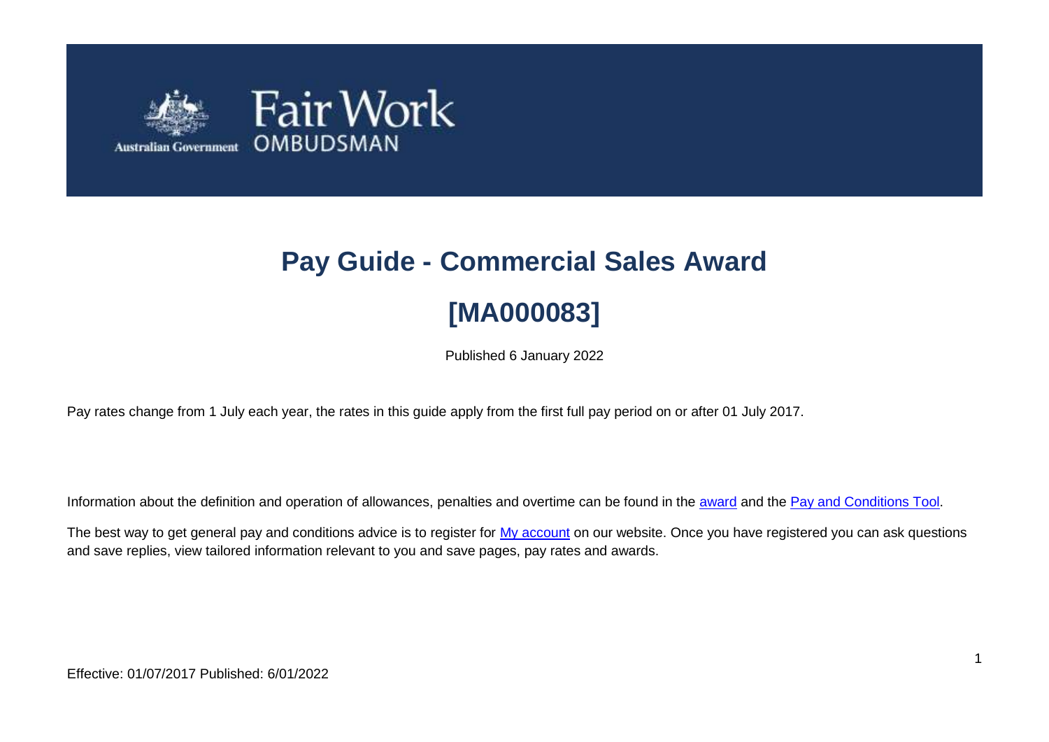# Pay Guide - Commercial Sales Award

# [MA000083]

Published 6 January 2022

Pay rates change from 1 July each year, the rates in this guide apply from the first full pay period on or after 01 July 2017.

Information about the definition and operation of allowances, penalties and overtime can be found in the award and the Pay and Conditions Tool.

The best way to get general pay and conditions advice is to register for My account on our website. Once you have registered you can ask questions and save replies, view tailored information relevant to you and save pages, pay rates and awards.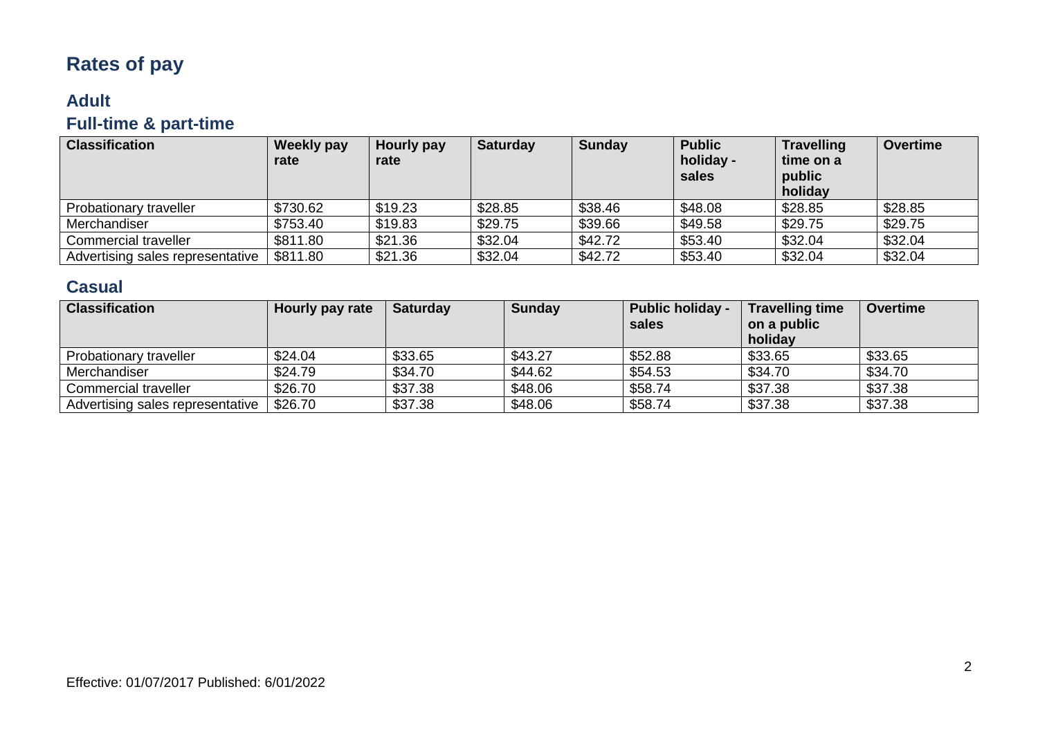# Rates of pay

## Adult

### Full-time & part-time

| Classification | Weekly pay rate | Hourly pay rate | Saturday | Sunday | Public holiday - sales | Travelling time on a public holiday | Overtime |
|---|---|---|---|---|---|---|---|
| Probationary traveller | $730.62 | $19.23 | $28.85 | $38.46 | $48.08 | $28.85 | $28.85 |
| Merchandiser | $753.40 | $19.83 | $29.75 | $39.66 | $49.58 | $29.75 | $29.75 |
| Commercial traveller | $811.80 | $21.36 | $32.04 | $42.72 | $53.40 | $32.04 | $32.04 |
| Advertising sales representative | $811.80 | $21.36 | $32.04 | $42.72 | $53.40 | $32.04 | $32.04 |

### Casual

| Classification | Hourly pay rate | Saturday | Sunday | Public holiday - sales | Travelling time on a public holiday | Overtime |
|---|---|---|---|---|---|---|
| Probationary traveller | $24.04 | $33.65 | $43.27 | $52.88 | $33.65 | $33.65 |
| Merchandiser | $24.79 | $34.70 | $44.62 | $54.53 | $34.70 | $34.70 |
| Commercial traveller | $26.70 | $37.38 | $48.06 | $58.74 | $37.38 | $37.38 |
| Advertising sales representative | $26.70 | $37.38 | $48.06 | $58.74 | $37.38 | $37.38 |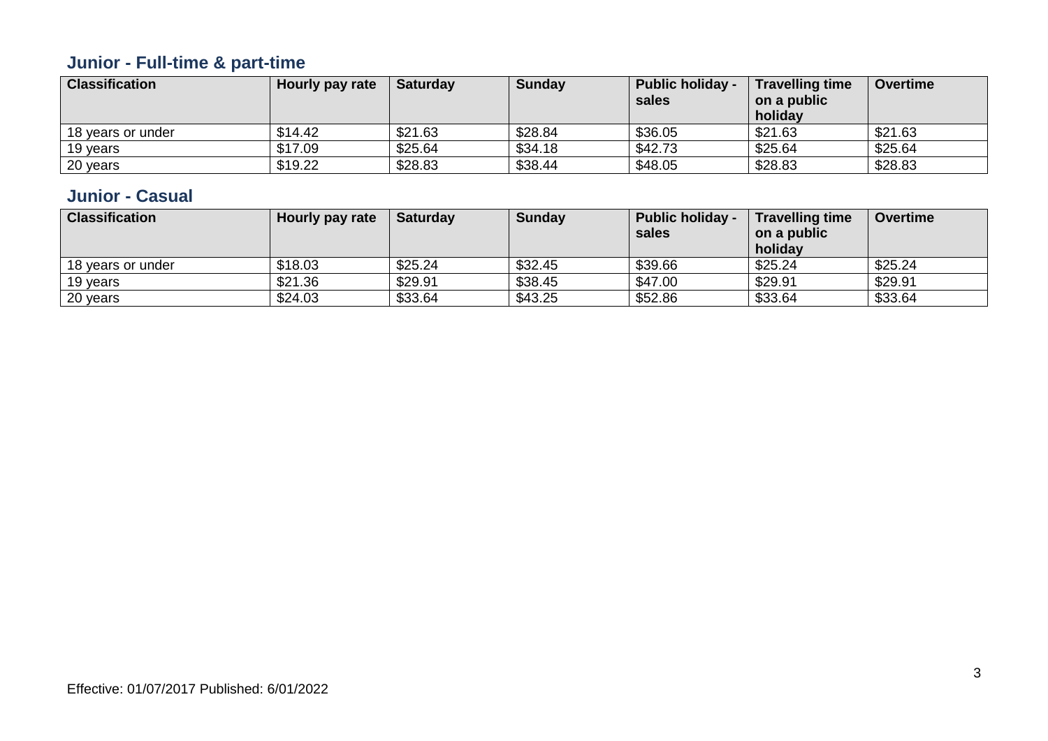## Junior - Full-time & part-time

| Classification | Hourly pay rate | Saturday | Sunday | Public holiday - sales | Travelling time on a public holiday | Overtime |
|---|---|---|---|---|---|---|
| 18 years or under | $14.42 | $21.63 | $28.84 | $36.05 | $21.63 | $21.63 |
| 19 years | $17.09 | $25.64 | $34.18 | $42.73 | $25.64 | $25.64 |
| 20 years | $19.22 | $28.83 | $38.44 | $48.05 | $28.83 | $28.83 |

## Junior - Casual

| Classification | Hourly pay rate | Saturday | Sunday | Public holiday - sales | Travelling time on a public holiday | Overtime |
|---|---|---|---|---|---|---|
| 18 years or under | $18.03 | $25.24 | $32.45 | $39.66 | $25.24 | $25.24 |
| 19 years | $21.36 | $29.91 | $38.45 | $47.00 | $29.91 | $29.91 |
| 20 years | $24.03 | $33.64 | $43.25 | $52.86 | $33.64 | $33.64 |

Effective: 01/07/2017 Published: 6/01/2022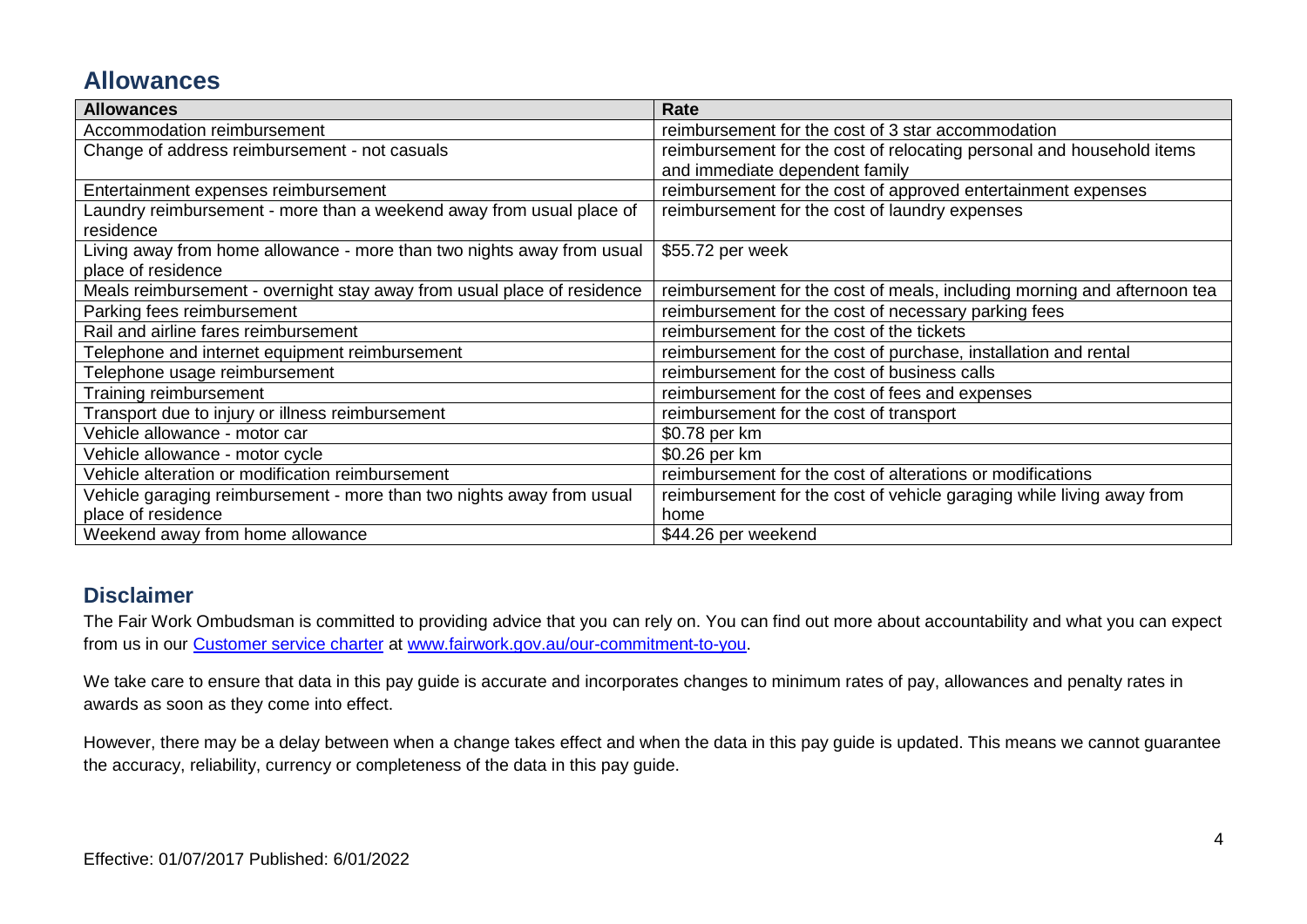## Allowances

| Allowances | Rate |
|---|---|
| Accommodation reimbursement | reimbursement for the cost of 3 star accommodation |
| Change of address reimbursement - not casuals | reimbursement for the cost of relocating personal and household items and immediate dependent family |
| Entertainment expenses reimbursement | reimbursement for the cost of approved entertainment expenses |
| Laundry reimbursement - more than a weekend away from usual place of residence | reimbursement for the cost of laundry expenses |
| Living away from home allowance - more than two nights away from usual place of residence | $55.72 per week |
| Meals reimbursement - overnight stay away from usual place of residence | reimbursement for the cost of meals, including morning and afternoon tea |
| Parking fees reimbursement | reimbursement for the cost of necessary parking fees |
| Rail and airline fares reimbursement | reimbursement for the cost of the tickets |
| Telephone and internet equipment reimbursement | reimbursement for the cost of purchase, installation and rental |
| Telephone usage reimbursement | reimbursement for the cost of business calls |
| Training reimbursement | reimbursement for the cost of fees and expenses |
| Transport due to injury or illness reimbursement | reimbursement for the cost of transport |
| Vehicle allowance - motor car | $0.78 per km |
| Vehicle allowance - motor cycle | $0.26 per km |
| Vehicle alteration or modification reimbursement | reimbursement for the cost of alterations or modifications |
| Vehicle garaging reimbursement - more than two nights away from usual place of residence | reimbursement for the cost of vehicle garaging while living away from home |
| Weekend away from home allowance | $44.26 per weekend |

## Disclaimer

The Fair Work Ombudsman is committed to providing advice that you can rely on. You can find out more about accountability and what you can expect from us in our [Customer service charter](www.fairwork.gov.au/our-commitment-to-you) at [www.fairwork.gov.au/our-commitment-to-you](www.fairwork.gov.au/our-commitment-to-you).

We take care to ensure that data in this pay guide is accurate and incorporates changes to minimum rates of pay, allowances and penalty rates in awards as soon as they come into effect.

However, there may be a delay between when a change takes effect and when the data in this pay guide is updated. This means we cannot guarantee the accuracy, reliability, currency or completeness of the data in this pay guide.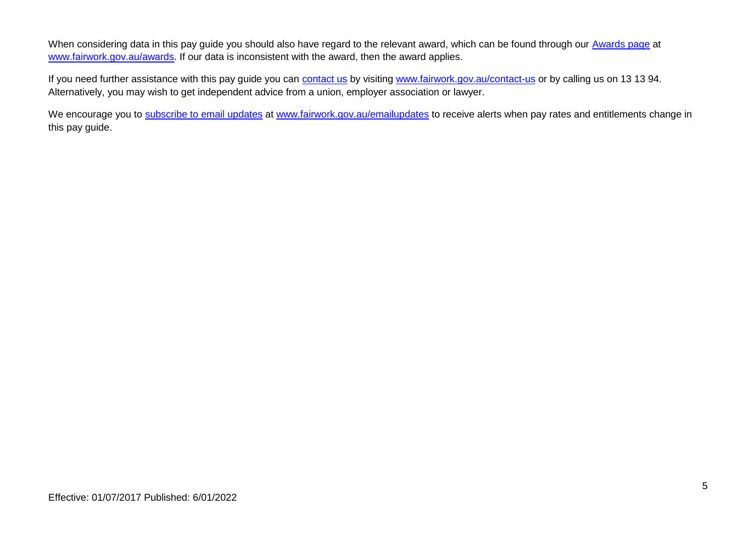When considering data in this pay guide you should also have regard to the relevant award, which can be found through our [Awards page](http://www.fairwork.gov.au/awards) at [www.fairwork.gov.au/awards](http://www.fairwork.gov.au/awards). If our data is inconsistent with the award, then the award applies.

If you need further assistance with this pay guide you can [contact us](http://www.fairwork.gov.au/contact-us) by visiting [www.fairwork.gov.au/contact-us](http://www.fairwork.gov.au/contact-us) or by calling us on 13 13 94. Alternatively, you may wish to get independent advice from a union, employer association or lawyer.

We encourage you to [subscribe to email updates](http://www.fairwork.gov.au/emailupdates) at [www.fairwork.gov.au/emailupdates](http://www.fairwork.gov.au/emailupdates) to receive alerts when pay rates and entitlements change in this pay guide.